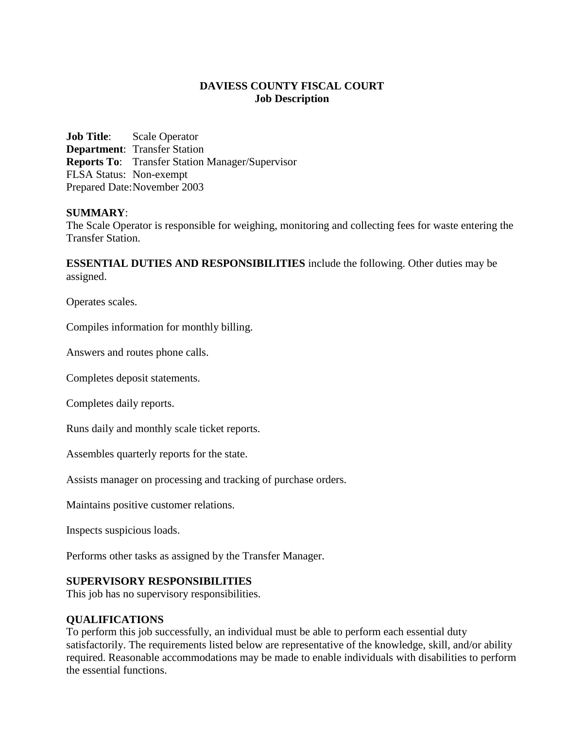# DAVIESS COUNTY FISCAL COURT
## Job Description

**Job Title**: Scale Operator
**Department**: Transfer Station
**Reports To**: Transfer Station Manager/Supervisor
FLSA Status: Non-exempt
Prepared Date: November 2003

**SUMMARY**:
The Scale Operator is responsible for weighing, monitoring and collecting fees for waste entering the Transfer Station.

**ESSENTIAL DUTIES AND RESPONSIBILITIES** include the following. Other duties may be assigned.

Operates scales.

Compiles information for monthly billing.

Answers and routes phone calls.

Completes deposit statements.

Completes daily reports.

Runs daily and monthly scale ticket reports.

Assembles quarterly reports for the state.

Assists manager on processing and tracking of purchase orders.

Maintains positive customer relations.

Inspects suspicious loads.

Performs other tasks as assigned by the Transfer Manager.

**SUPERVISORY RESPONSIBILITIES**
This job has no supervisory responsibilities.

**QUALIFICATIONS**
To perform this job successfully, an individual must be able to perform each essential duty satisfactorily. The requirements listed below are representative of the knowledge, skill, and/or ability required. Reasonable accommodations may be made to enable individuals with disabilities to perform the essential functions.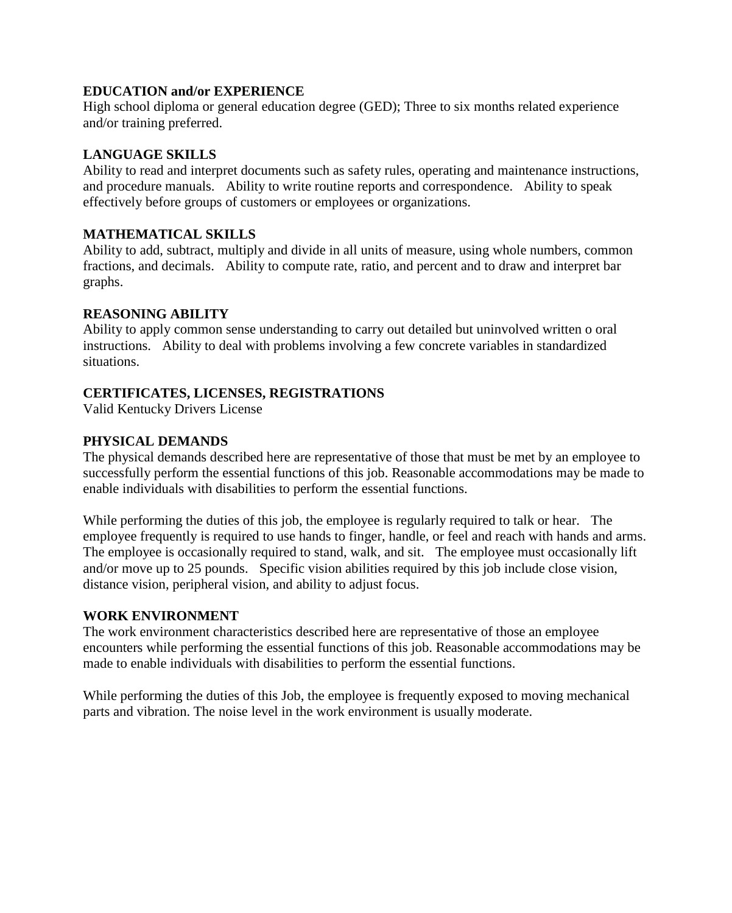**EDUCATION and/or EXPERIENCE**

High school diploma or general education degree (GED); Three to six months related experience and/or training preferred.

**LANGUAGE SKILLS**

Ability to read and interpret documents such as safety rules, operating and maintenance instructions, and procedure manuals. Ability to write routine reports and correspondence. Ability to speak effectively before groups of customers or employees or organizations.

**MATHEMATICAL SKILLS**

Ability to add, subtract, multiply and divide in all units of measure, using whole numbers, common fractions, and decimals. Ability to compute rate, ratio, and percent and to draw and interpret bar graphs.

**REASONING ABILITY**

Ability to apply common sense understanding to carry out detailed but uninvolved written o oral instructions. Ability to deal with problems involving a few concrete variables in standardized situations.

**CERTIFICATES, LICENSES, REGISTRATIONS**

Valid Kentucky Drivers License

**PHYSICAL DEMANDS**

The physical demands described here are representative of those that must be met by an employee to successfully perform the essential functions of this job. Reasonable accommodations may be made to enable individuals with disabilities to perform the essential functions.

While performing the duties of this job, the employee is regularly required to talk or hear. The employee frequently is required to use hands to finger, handle, or feel and reach with hands and arms. The employee is occasionally required to stand, walk, and sit. The employee must occasionally lift and/or move up to 25 pounds. Specific vision abilities required by this job include close vision, distance vision, peripheral vision, and ability to adjust focus.

**WORK ENVIRONMENT**

The work environment characteristics described here are representative of those an employee encounters while performing the essential functions of this job. Reasonable accommodations may be made to enable individuals with disabilities to perform the essential functions.

While performing the duties of this Job, the employee is frequently exposed to moving mechanical parts and vibration. The noise level in the work environment is usually moderate.